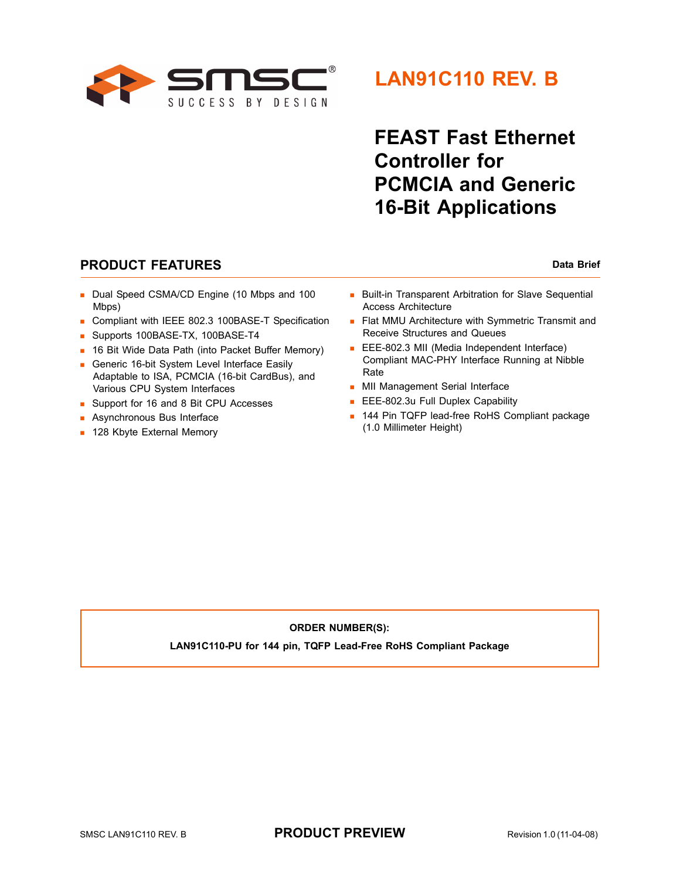SMSC

SUCCESS BY DESIGN

# LAN91C110 REV. B

# FEAST Fast Ethernet Controller for PCMCIA and Generic 16-Bit Applications

## PRODUCT FEATURES

**Data Brief**

- Dual Speed CSMA/CD Engine (10 Mbps and 100 Mbps)
- Compliant with IEEE 802.3 100BASE-T Specification
- Supports 100BASE-TX, 100BASE-T4
- 16 Bit Wide Data Path (into Packet Buffer Memory)
- Generic 16-bit System Level Interface Easily Adaptable to ISA, PCMCIA (16-bit CardBus), and Various CPU System Interfaces
- Support for 16 and 8 Bit CPU Accesses
- Asynchronous Bus Interface
- 128 Kbyte External Memory
- Built-in Transparent Arbitration for Slave Sequential Access Architecture
- Flat MMU Architecture with Symmetric Transmit and Receive Structures and Queues
- EEE-802.3 MII (Media Independent Interface) Compliant MAC-PHY Interface Running at Nibble Rate
- MII Management Serial Interface
- EEE-802.3u Full Duplex Capability
- 144 Pin TQFP lead-free RoHS Compliant package (1.0 Millimeter Height)

**ORDER NUMBER(S):**

**LAN91C110-PU for 144 pin, TQFP Lead-Free RoHS Compliant Package**

SMSC LAN91C110 REV. B

**PRODUCT PREVIEW**

Revision 1.0 (11-04-08)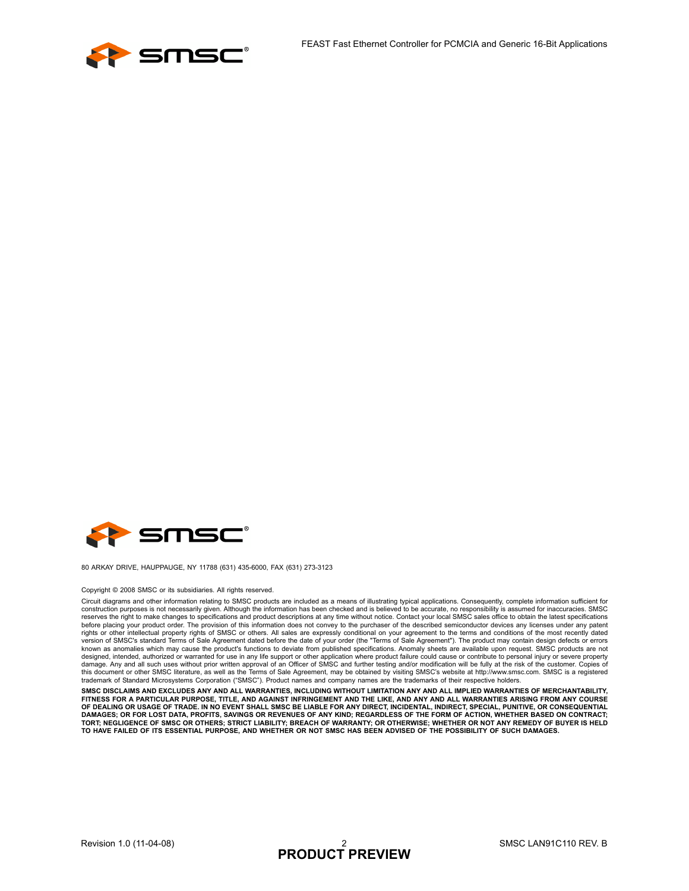80 ARKAY DRIVE, HAUPPAUGE, NY 11788 (631) 435-6000, FAX (631) 273-3123

Copyright © 2008 SMSC or its subsidiaries. All rights reserved.

Circuit diagrams and other information relating to SMSC products are included as a means of illustrating typical applications. Consequently, complete information sufficient for construction purposes is not necessarily given. Although the information has been checked and is believed to be accurate, no responsibility is assumed for inaccuracies. SMSC reserves the right to make changes to specifications and product descriptions at any time without notice. Contact your local SMSC sales office to obtain the latest specifications before placing your product order. The provision of this information does not convey to the purchaser of the described semiconductor devices any licenses under any patent rights or other intellectual property rights of SMSC or others. All sales are expressly conditional on your agreement to the terms and conditions of the most recently dated version of SMSC's standard Terms of Sale Agreement dated before the date of your order (the "Terms of Sale Agreement"). The product may contain design defects or errors known as anomalies which may cause the product's functions to deviate from published specifications. Anomaly sheets are available upon request. SMSC products are not designed, intended, authorized or warranted for use in any life support or other application where product failure could cause or contribute to personal injury or severe property damage. Any and all such uses without prior written approval of an Officer of SMSC and further testing and/or modification will be fully at the risk of the customer. Copies of this document or other SMSC literature, as well as the Terms of Sale Agreement, may be obtained by visiting SMSC's website at http://www.smsc.com. SMSC is a registered trademark of Standard Microsystems Corporation ("SMSC"). Product names and company names are the trademarks of their respective holders.

**SMSC DISCLAIMS AND EXCLUDES ANY AND ALL WARRANTIES, INCLUDING WITHOUT LIMITATION ANY AND ALL IMPLIED WARRANTIES OF MERCHANTABILITY, FITNESS FOR A PARTICULAR PURPOSE, TITLE, AND AGAINST INFRINGEMENT AND THE LIKE, AND ANY AND ALL WARRANTIES ARISING FROM ANY COURSE OF DEALING OR USAGE OF TRADE. IN NO EVENT SHALL SMSC BE LIABLE FOR ANY DIRECT, INCIDENTAL, INDIRECT, SPECIAL, PUNITIVE, OR CONSEQUENTIAL DAMAGES; OR FOR LOST DATA, PROFITS, SAVINGS OR REVENUES OF ANY KIND; REGARDLESS OF THE FORM OF ACTION, WHETHER BASED ON CONTRACT; TORT; NEGLIGENCE OF SMSC OR OTHERS; STRICT LIABILITY; BREACH OF WARRANTY; OR OTHERWISE; WHETHER OR NOT ANY REMEDY OF BUYER IS HELD TO HAVE FAILED OF ITS ESSENTIAL PURPOSE, AND WHETHER OR NOT SMSC HAS BEEN ADVISED OF THE POSSIBILITY OF SUCH DAMAGES.**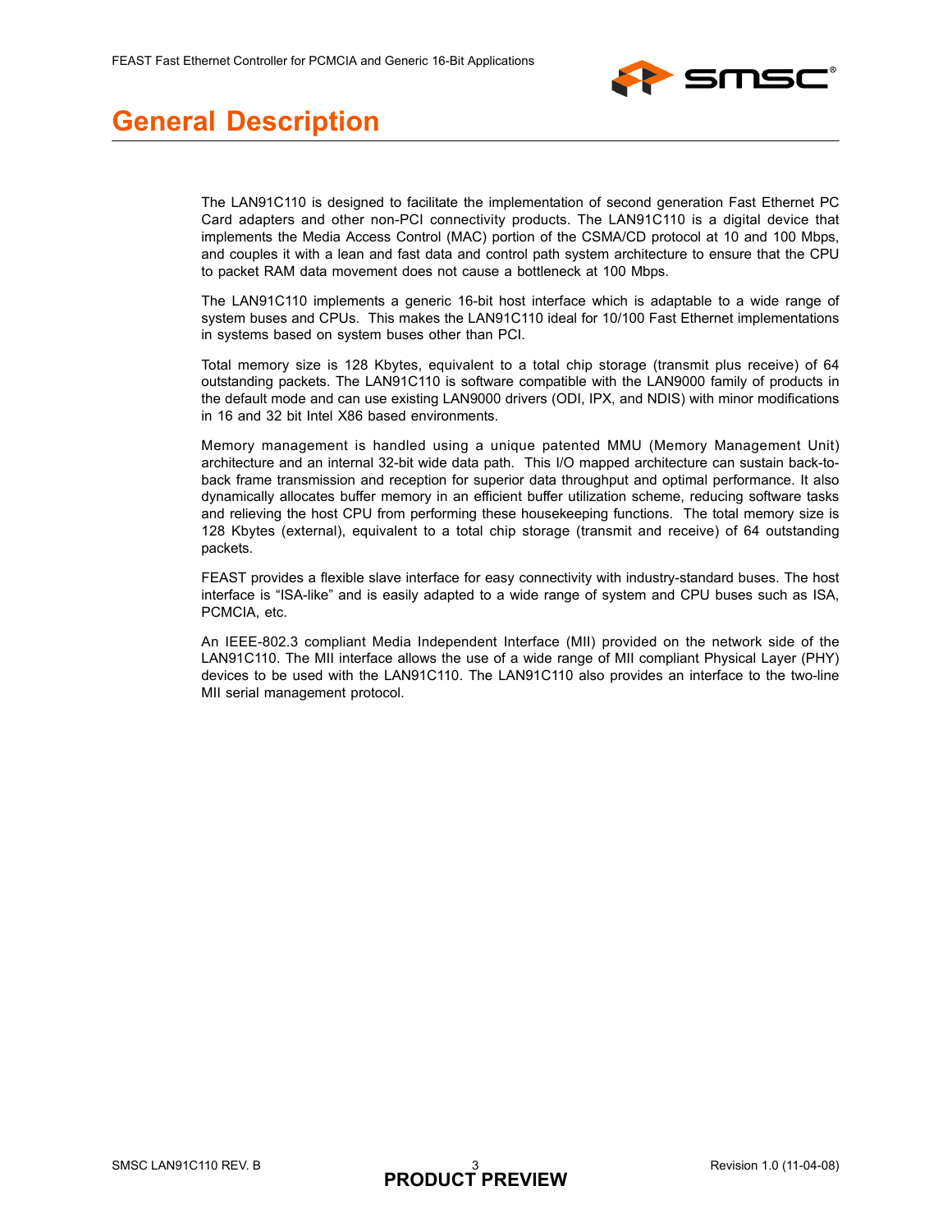# General Description

The LAN91C110 is designed to facilitate the implementation of second generation Fast Ethernet PC Card adapters and other non-PCI connectivity products. The LAN91C110 is a digital device that implements the Media Access Control (MAC) portion of the CSMA/CD protocol at 10 and 100 Mbps, and couples it with a lean and fast data and control path system architecture to ensure that the CPU to packet RAM data movement does not cause a bottleneck at 100 Mbps.

The LAN91C110 implements a generic 16-bit host interface which is adaptable to a wide range of system buses and CPUs. This makes the LAN91C110 ideal for 10/100 Fast Ethernet implementations in systems based on system buses other than PCI.

Total memory size is 128 Kbytes, equivalent to a total chip storage (transmit plus receive) of 64 outstanding packets. The LAN91C110 is software compatible with the LAN9000 family of products in the default mode and can use existing LAN9000 drivers (ODI, IPX, and NDIS) with minor modifications in 16 and 32 bit Intel X86 based environments.

Memory management is handled using a unique patented MMU (Memory Management Unit) architecture and an internal 32-bit wide data path. This I/O mapped architecture can sustain back-to-back frame transmission and reception for superior data throughput and optimal performance. It also dynamically allocates buffer memory in an efficient buffer utilization scheme, reducing software tasks and relieving the host CPU from performing these housekeeping functions. The total memory size is 128 Kbytes (external), equivalent to a total chip storage (transmit and receive) of 64 outstanding packets.

FEAST provides a flexible slave interface for easy connectivity with industry-standard buses. The host interface is "ISA-like" and is easily adapted to a wide range of system and CPU buses such as ISA, PCMCIA, etc.

An IEEE-802.3 compliant Media Independent Interface (MII) provided on the network side of the LAN91C110. The MII interface allows the use of a wide range of MII compliant Physical Layer (PHY) devices to be used with the LAN91C110. The LAN91C110 also provides an interface to the two-line MII serial management protocol.

**PRODUCT PREVIEW**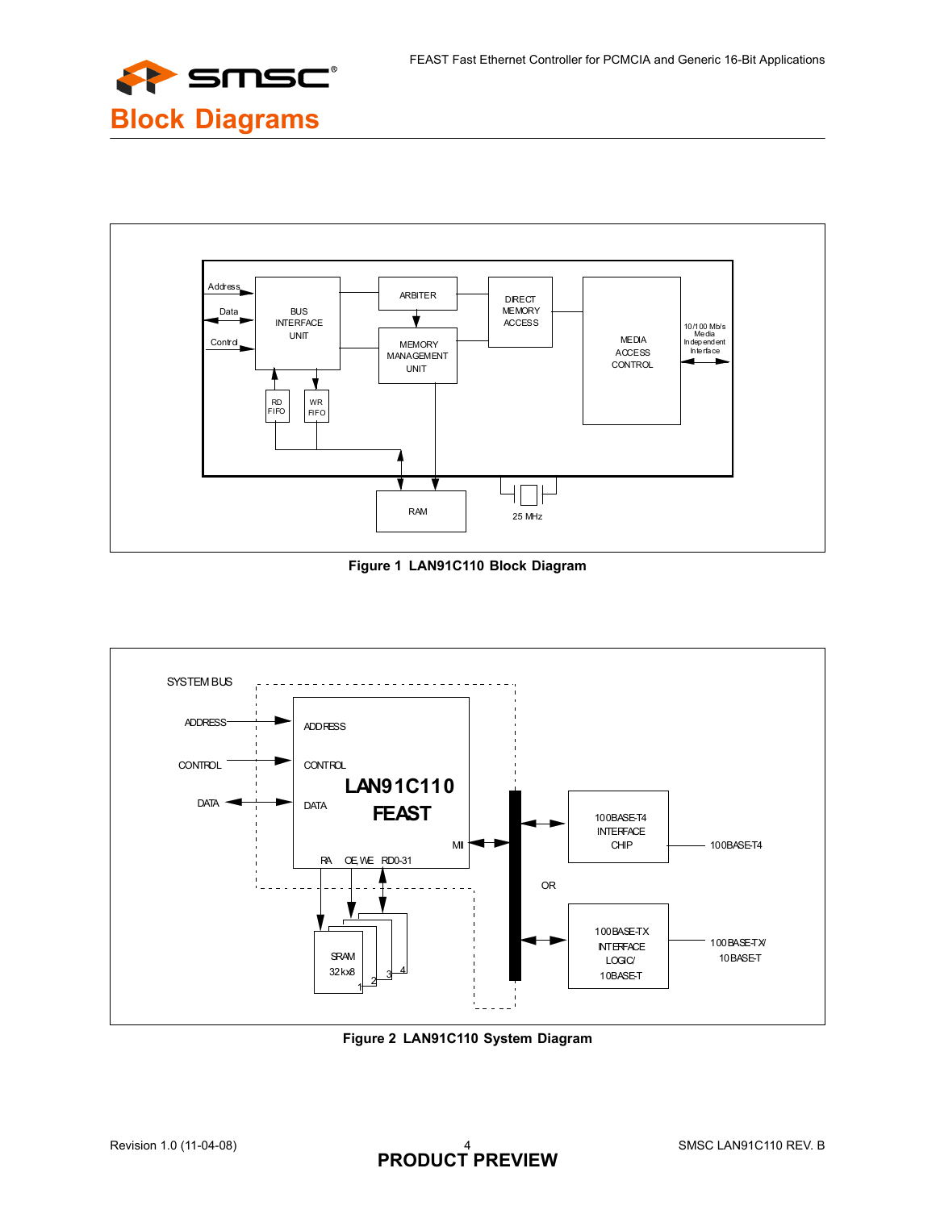# Block Diagrams

Figure 1 LAN91C110 Block Diagram

Figure 2 LAN91C110 System Diagram

**PRODUCT PREVIEW**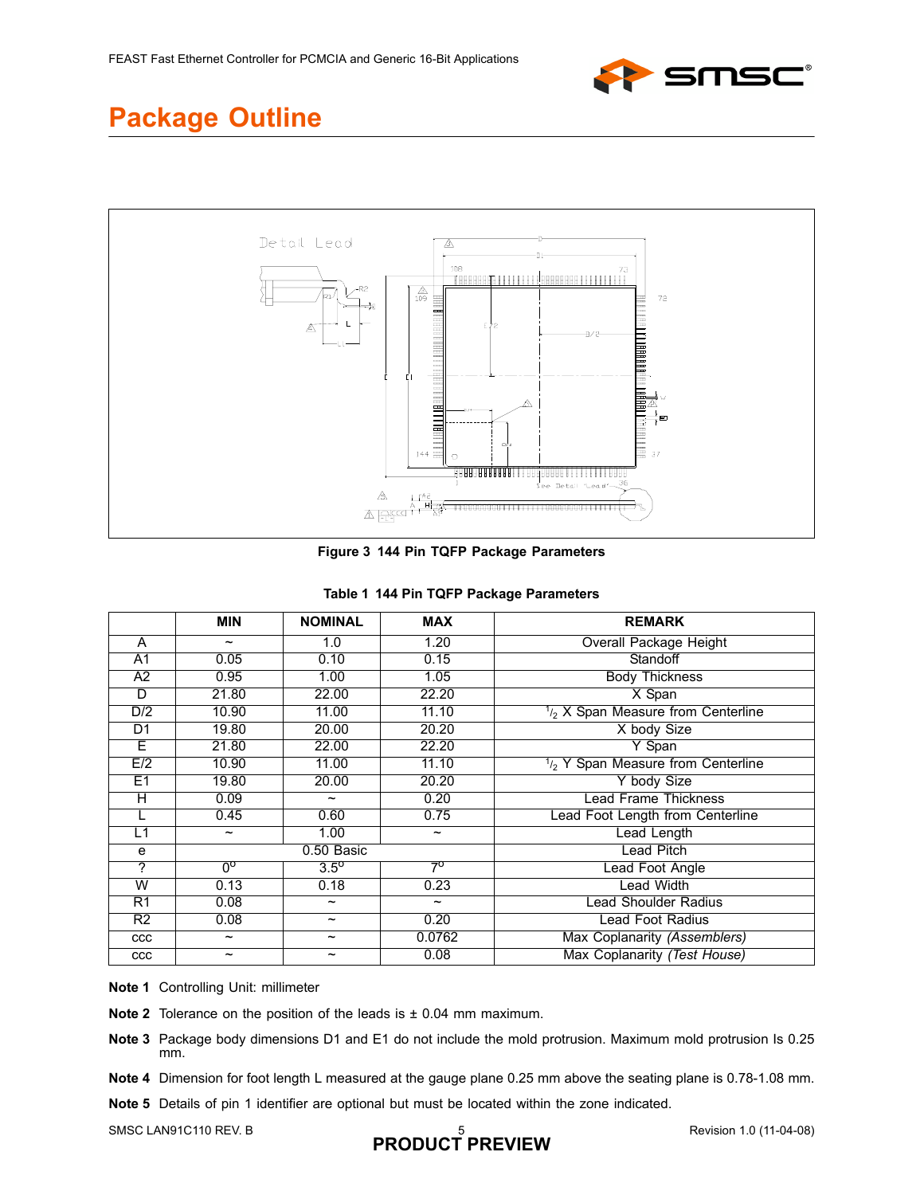# Package Outline

Figure 3 144 Pin TQFP Package Parameters

**Table 1 144 Pin TQFP Package Parameters**

| | MIN | NOMINAL | MAX | REMARK |
|---|---|---|---|---|
| A | ~ | 1.0 | 1.20 | Overall Package Height |
| A1 | 0.05 | 0.10 | 0.15 | Standoff |
| A2 | 0.95 | 1.00 | 1.05 | Body Thickness |
| D | 21.80 | 22.00 | 22.20 | X Span |
| D/2 | 10.90 | 11.00 | 11.10 | 1/2 X Span Measure from Centerline |
| D1 | 19.80 | 20.00 | 20.20 | X body Size |
| E | 21.80 | 22.00 | 22.20 | Y Span |
| E/2 | 10.90 | 11.00 | 11.10 | 1/2 Y Span Measure from Centerline |
| E1 | 19.80 | 20.00 | 20.20 | Y body Size |
| H | 0.09 | ~ | 0.20 | Lead Frame Thickness |
| L | 0.45 | 0.60 | 0.75 | Lead Foot Length from Centerline |
| L1 | ~ | 1.00 | ~ | Lead Length |
| e | 0.50 Basic | | | Lead Pitch |
| ? | 0° | 3.5° | 7° | Lead Foot Angle |
| W | 0.13 | 0.18 | 0.23 | Lead Width |
| R1 | 0.08 | ~ | ~ | Lead Shoulder Radius |
| R2 | 0.08 | ~ | 0.20 | Lead Foot Radius |
| ccc | ~ | ~ | 0.0762 | Max Coplanarity *(Assemblers)* |
| ccc | ~ | ~ | 0.08 | Max Coplanarity *(Test House)* |

**Note 1** Controlling Unit: millimeter

**Note 2** Tolerance on the position of the leads is ± 0.04 mm maximum.

**Note 3** Package body dimensions D1 and E1 do not include the mold protrusion. Maximum mold protrusion Is 0.25 mm.

**Note 4** Dimension for foot length L measured at the gauge plane 0.25 mm above the seating plane is 0.78-1.08 mm.

**Note 5** Details of pin 1 identifier are optional but must be located within the zone indicated.